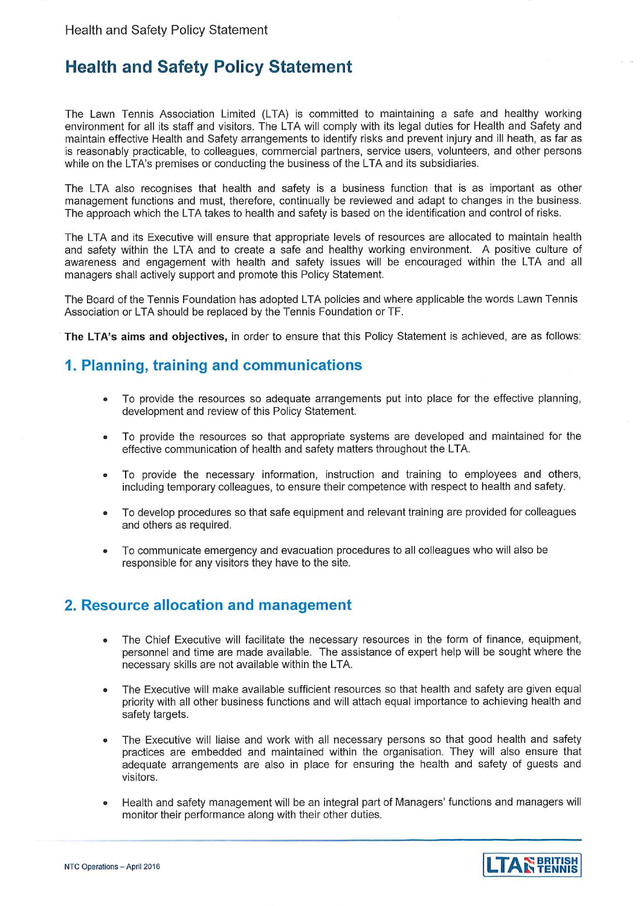# Health and Safety Policy Statement

The Lawn Tennis Association Limited (LTA) is committed to maintaining a safe and healthy working environment for all its staff and visitors. The LTA will comply with its legal duties for Health and Safety and maintain effective Health and Safety arrangements to identify risks and prevent injury and ill heath, as far as is reasonably practicable, to colleagues, commercial partners, service users, volunteers, and other persons while on the LTA's premises or conducting the business of the LTA and its subsidiaries.

The LTA also recognises that health and safety is a business function that is as important as other management functions and must, therefore, continually be reviewed and adapt to changes in the business. The approach which the LTA takes to health and safety is based on the identification and control of risks.

The LTA and its Executive will ensure that appropriate levels of resources are allocated to maintain health and safety within the LTA and to create a safe and healthy working environment. A positive culture of awareness and engagement with health and safety issues will be encouraged within the LTA and all managers shall actively support and promote this Policy Statement.

The Board of the Tennis Foundation has adopted LTA policies and where applicable the words Lawn Tennis Association or LTA should be replaced by the Tennis Foundation or TF.

**The LTA's aims and objectives,** in order to ensure that this Policy Statement is achieved, are as follows:

## 1. Planning, training and communications

- To provide the resources so adequate arrangements put into place for the effective planning, development and review of this Policy Statement.
- To provide the resources so that appropriate systems are developed and maintained for the effective communication of health and safety matters throughout the LTA.
- To provide the necessary information, instruction and training to employees and others, including temporary colleagues, to ensure their competence with respect to health and safety.
- To develop procedures so that safe equipment and relevant training are provided for colleagues and others as required.
- To communicate emergency and evacuation procedures to all colleagues who will also be responsible for any visitors they have to the site.

## 2. Resource allocation and management

- The Chief Executive will facilitate the necessary resources in the form of finance, equipment, personnel and time are made available. The assistance of expert help will be sought where the necessary skills are not available within the LTA.
- The Executive will make available sufficient resources so that health and safety are given equal priority with all other business functions and will attach equal importance to achieving health and safety targets.
- The Executive will liaise and work with all necessary persons so that good health and safety practices are embedded and maintained within the organisation. They will also ensure that adequate arrangements are also in place for ensuring the health and safety of guests and visitors.
- Health and safety management will be an integral part of Managers' functions and managers will monitor their performance along with their other duties.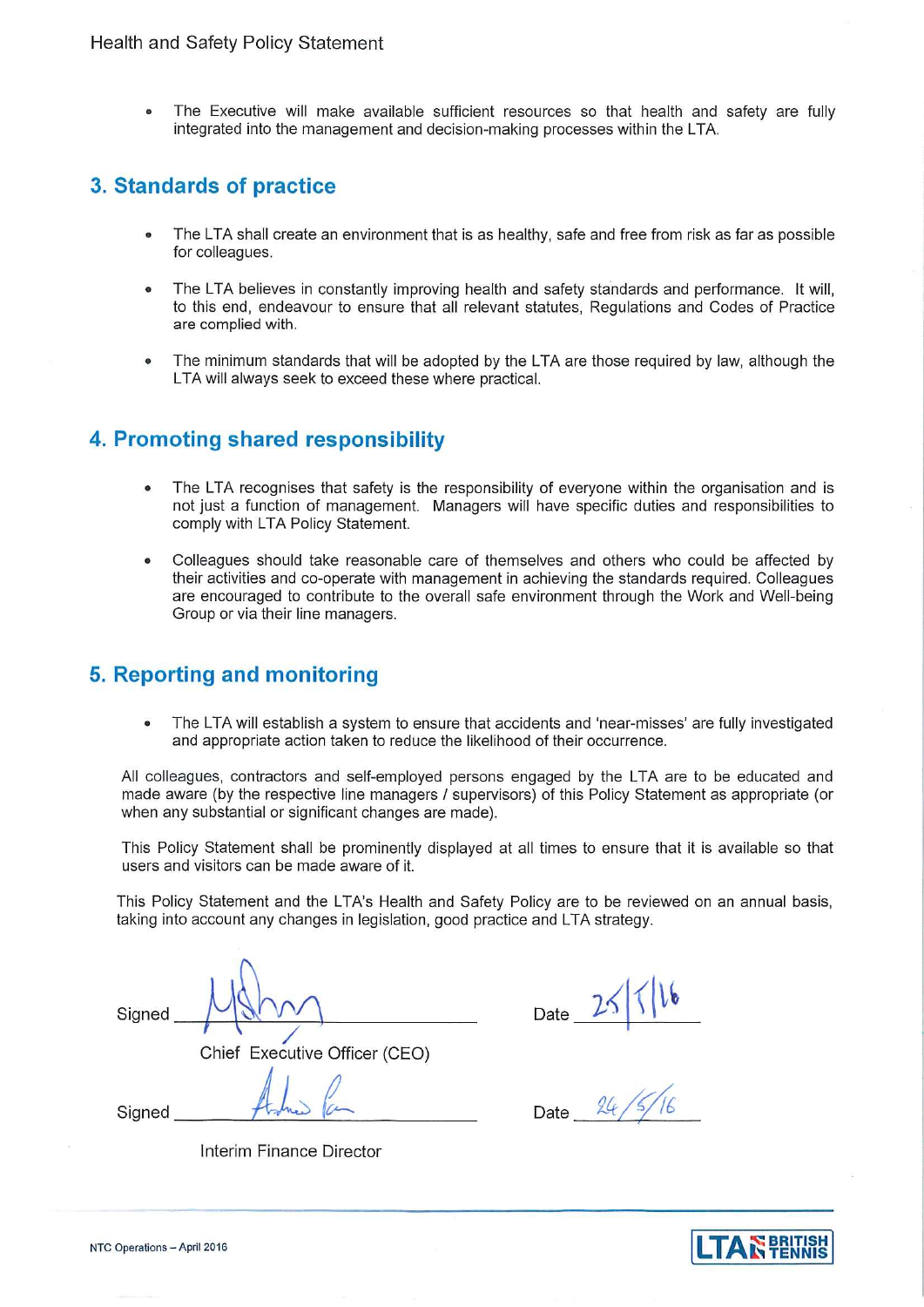- The Executive will make available sufficient resources so that health and safety are fully integrated into the management and decision-making processes within the LTA.

## 3. Standards of practice

- The LTA shall create an environment that is as healthy, safe and free from risk as far as possible for colleagues.
- The LTA believes in constantly improving health and safety standards and performance. It will, to this end, endeavour to ensure that all relevant statutes, Regulations and Codes of Practice are complied with.
- The minimum standards that will be adopted by the LTA are those required by law, although the LTA will always seek to exceed these where practical.

## 4. Promoting shared responsibility

- The LTA recognises that safety is the responsibility of everyone within the organisation and is not just a function of management. Managers will have specific duties and responsibilities to comply with LTA Policy Statement.
- Colleagues should take reasonable care of themselves and others who could be affected by their activities and co-operate with management in achieving the standards required. Colleagues are encouraged to contribute to the overall safe environment through the Work and Well-being Group or via their line managers.

## 5. Reporting and monitoring

- The LTA will establish a system to ensure that accidents and 'near-misses' are fully investigated and appropriate action taken to reduce the likelihood of their occurrence.

All colleagues, contractors and self-employed persons engaged by the LTA are to be educated and made aware (by the respective line managers / supervisors) of this Policy Statement as appropriate (or when any substantial or significant changes are made).

This Policy Statement shall be prominently displayed at all times to ensure that it is available so that users and visitors can be made aware of it.

This Policy Statement and the LTA's Health and Safety Policy are to be reviewed on an annual basis, taking into account any changes in legislation, good practice and LTA strategy.

Signed ____________________ Date 25/5/16

Chief Executive Officer (CEO)

Signed ____________________ Date 24/5/16

Interim Finance Director

NTC Operations – April 2016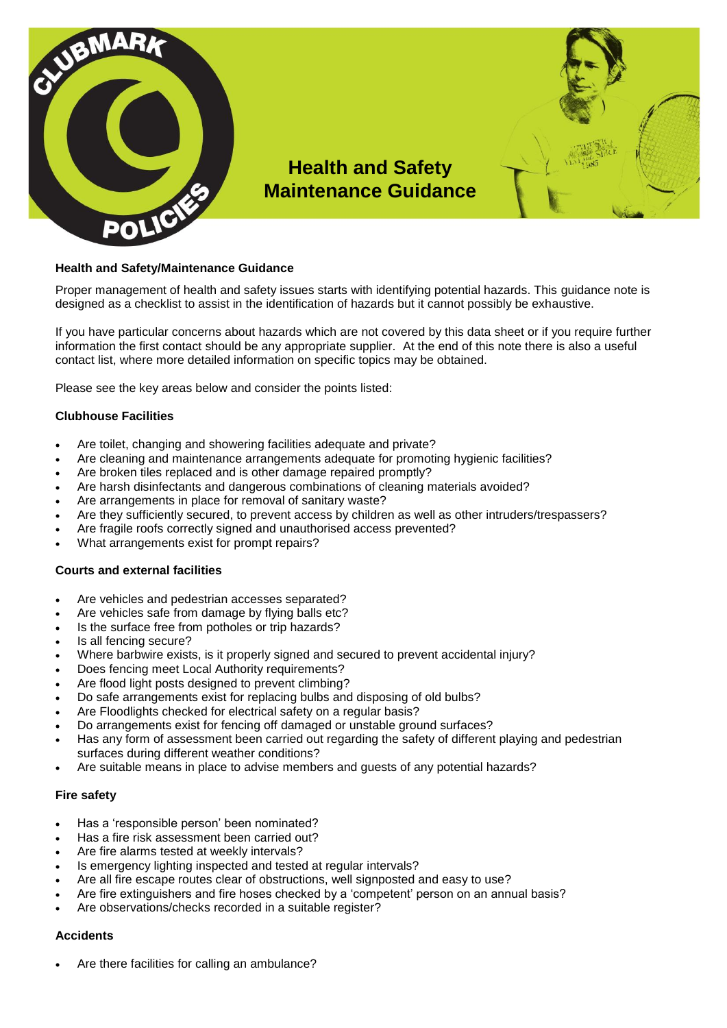# Health and Safety Maintenance Guidance

### Health and Safety/Maintenance Guidance

Proper management of health and safety issues starts with identifying potential hazards. This guidance note is designed as a checklist to assist in the identification of hazards but it cannot possibly be exhaustive.

If you have particular concerns about hazards which are not covered by this data sheet or if you require further information the first contact should be any appropriate supplier. At the end of this note there is also a useful contact list, where more detailed information on specific topics may be obtained.

Please see the key areas below and consider the points listed:

### Clubhouse Facilities

- Are toilet, changing and showering facilities adequate and private?
- Are cleaning and maintenance arrangements adequate for promoting hygienic facilities?
- Are broken tiles replaced and is other damage repaired promptly?
- Are harsh disinfectants and dangerous combinations of cleaning materials avoided?
- Are arrangements in place for removal of sanitary waste?
- Are they sufficiently secured, to prevent access by children as well as other intruders/trespassers?
- Are fragile roofs correctly signed and unauthorised access prevented?
- What arrangements exist for prompt repairs?

### Courts and external facilities

- Are vehicles and pedestrian accesses separated?
- Are vehicles safe from damage by flying balls etc?
- Is the surface free from potholes or trip hazards?
- Is all fencing secure?
- Where barbwire exists, is it properly signed and secured to prevent accidental injury?
- Does fencing meet Local Authority requirements?
- Are flood light posts designed to prevent climbing?
- Do safe arrangements exist for replacing bulbs and disposing of old bulbs?
- Are Floodlights checked for electrical safety on a regular basis?
- Do arrangements exist for fencing off damaged or unstable ground surfaces?
- Has any form of assessment been carried out regarding the safety of different playing and pedestrian surfaces during different weather conditions?
- Are suitable means in place to advise members and guests of any potential hazards?

### Fire safety

- Has a 'responsible person' been nominated?
- Has a fire risk assessment been carried out?
- Are fire alarms tested at weekly intervals?
- Is emergency lighting inspected and tested at regular intervals?
- Are all fire escape routes clear of obstructions, well signposted and easy to use?
- Are fire extinguishers and fire hoses checked by a 'competent' person on an annual basis?
- Are observations/checks recorded in a suitable register?

### Accidents

- Are there facilities for calling an ambulance?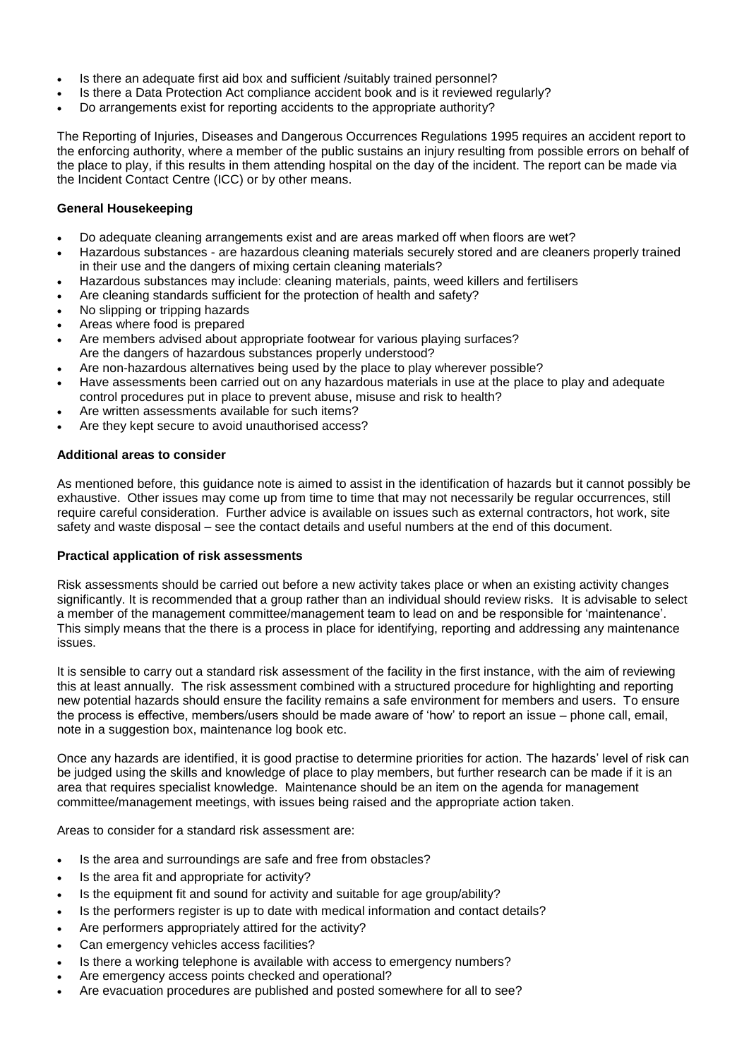- Is there an adequate first aid box and sufficient /suitably trained personnel?
- Is there a Data Protection Act compliance accident book and is it reviewed regularly?
- Do arrangements exist for reporting accidents to the appropriate authority?

The Reporting of Injuries, Diseases and Dangerous Occurrences Regulations 1995 requires an accident report to the enforcing authority, where a member of the public sustains an injury resulting from possible errors on behalf of the place to play, if this results in them attending hospital on the day of the incident. The report can be made via the Incident Contact Centre (ICC) or by other means.

**General Housekeeping**

- Do adequate cleaning arrangements exist and are areas marked off when floors are wet?
- Hazardous substances - are hazardous cleaning materials securely stored and are cleaners properly trained in their use and the dangers of mixing certain cleaning materials?
- Hazardous substances may include: cleaning materials, paints, weed killers and fertilisers
- Are cleaning standards sufficient for the protection of health and safety?
- No slipping or tripping hazards
- Areas where food is prepared
- Are members advised about appropriate footwear for various playing surfaces?
  Are the dangers of hazardous substances properly understood?
- Are non-hazardous alternatives being used by the place to play wherever possible?
- Have assessments been carried out on any hazardous materials in use at the place to play and adequate control procedures put in place to prevent abuse, misuse and risk to health?
- Are written assessments available for such items?
- Are they kept secure to avoid unauthorised access?

**Additional areas to consider**

As mentioned before, this guidance note is aimed to assist in the identification of hazards but it cannot possibly be exhaustive. Other issues may come up from time to time that may not necessarily be regular occurrences, still require careful consideration. Further advice is available on issues such as external contractors, hot work, site safety and waste disposal – see the contact details and useful numbers at the end of this document.

**Practical application of risk assessments**

Risk assessments should be carried out before a new activity takes place or when an existing activity changes significantly. It is recommended that a group rather than an individual should review risks. It is advisable to select a member of the management committee/management team to lead on and be responsible for 'maintenance'. This simply means that the there is a process in place for identifying, reporting and addressing any maintenance issues.

It is sensible to carry out a standard risk assessment of the facility in the first instance, with the aim of reviewing this at least annually. The risk assessment combined with a structured procedure for highlighting and reporting new potential hazards should ensure the facility remains a safe environment for members and users. To ensure the process is effective, members/users should be made aware of 'how' to report an issue – phone call, email, note in a suggestion box, maintenance log book etc.

Once any hazards are identified, it is good practise to determine priorities for action. The hazards' level of risk can be judged using the skills and knowledge of place to play members, but further research can be made if it is an area that requires specialist knowledge. Maintenance should be an item on the agenda for management committee/management meetings, with issues being raised and the appropriate action taken.

Areas to consider for a standard risk assessment are:

- Is the area and surroundings are safe and free from obstacles?
- Is the area fit and appropriate for activity?
- Is the equipment fit and sound for activity and suitable for age group/ability?
- Is the performers register is up to date with medical information and contact details?
- Are performers appropriately attired for the activity?
- Can emergency vehicles access facilities?
- Is there a working telephone is available with access to emergency numbers?
- Are emergency access points checked and operational?
- Are evacuation procedures are published and posted somewhere for all to see?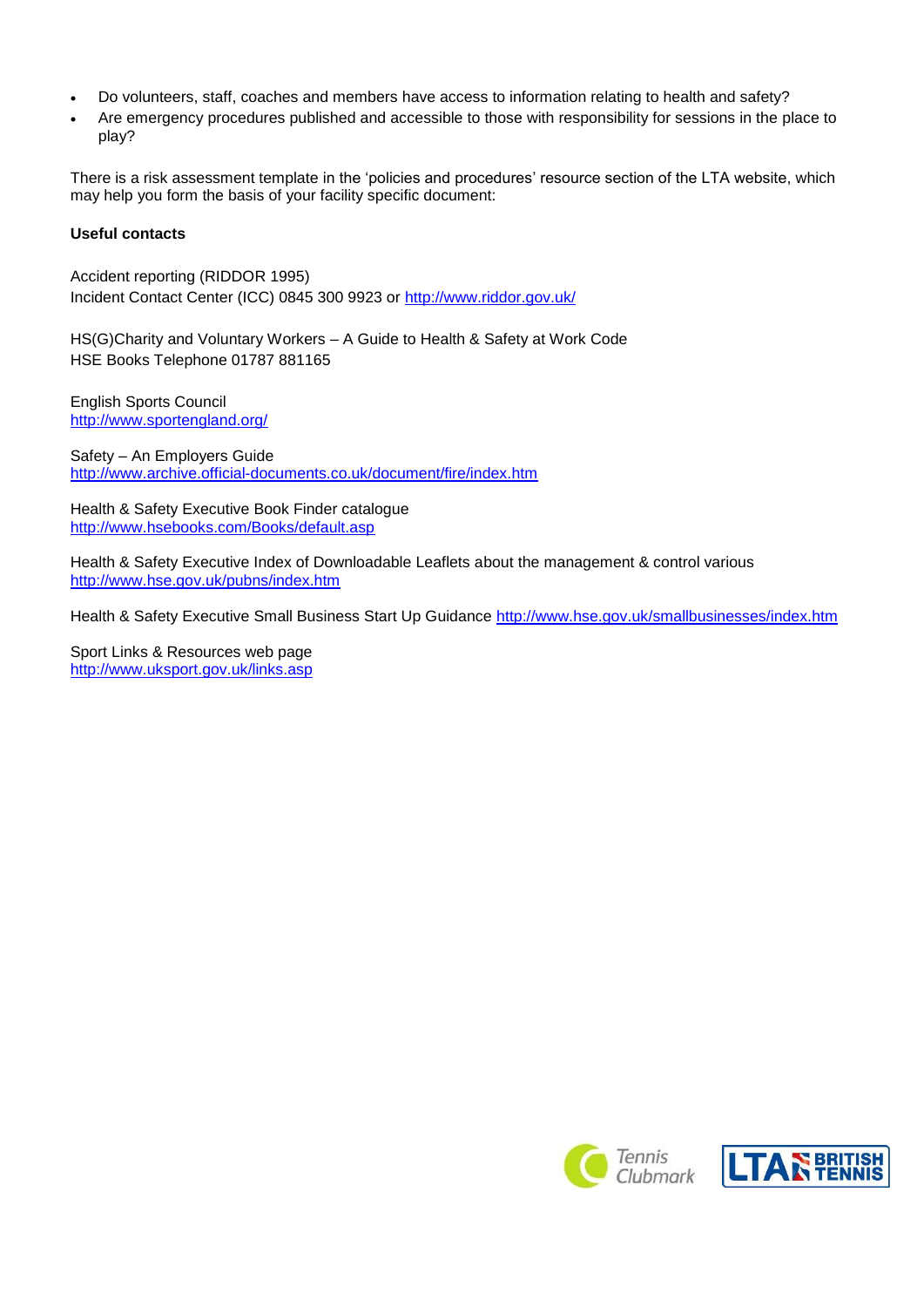- Do volunteers, staff, coaches and members have access to information relating to health and safety?
- Are emergency procedures published and accessible to those with responsibility for sessions in the place to play?

There is a risk assessment template in the 'policies and procedures' resource section of the LTA website, which may help you form the basis of your facility specific document:

**Useful contacts**

Accident reporting (RIDDOR 1995)
Incident Contact Center (ICC) 0845 300 9923 or http://www.riddor.gov.uk/

HS(G)Charity and Voluntary Workers – A Guide to Health & Safety at Work Code
HSE Books Telephone 01787 881165

English Sports Council
http://www.sportengland.org/

Safety – An Employers Guide
http://www.archive.official-documents.co.uk/document/fire/index.htm

Health & Safety Executive Book Finder catalogue
http://www.hsebooks.com/Books/default.asp

Health & Safety Executive Index of Downloadable Leaflets about the management & control various
http://www.hse.gov.uk/pubns/index.htm

Health & Safety Executive Small Business Start Up Guidance http://www.hse.gov.uk/smallbusinesses/index.htm

Sport Links & Resources web page
http://www.uksport.gov.uk/links.asp